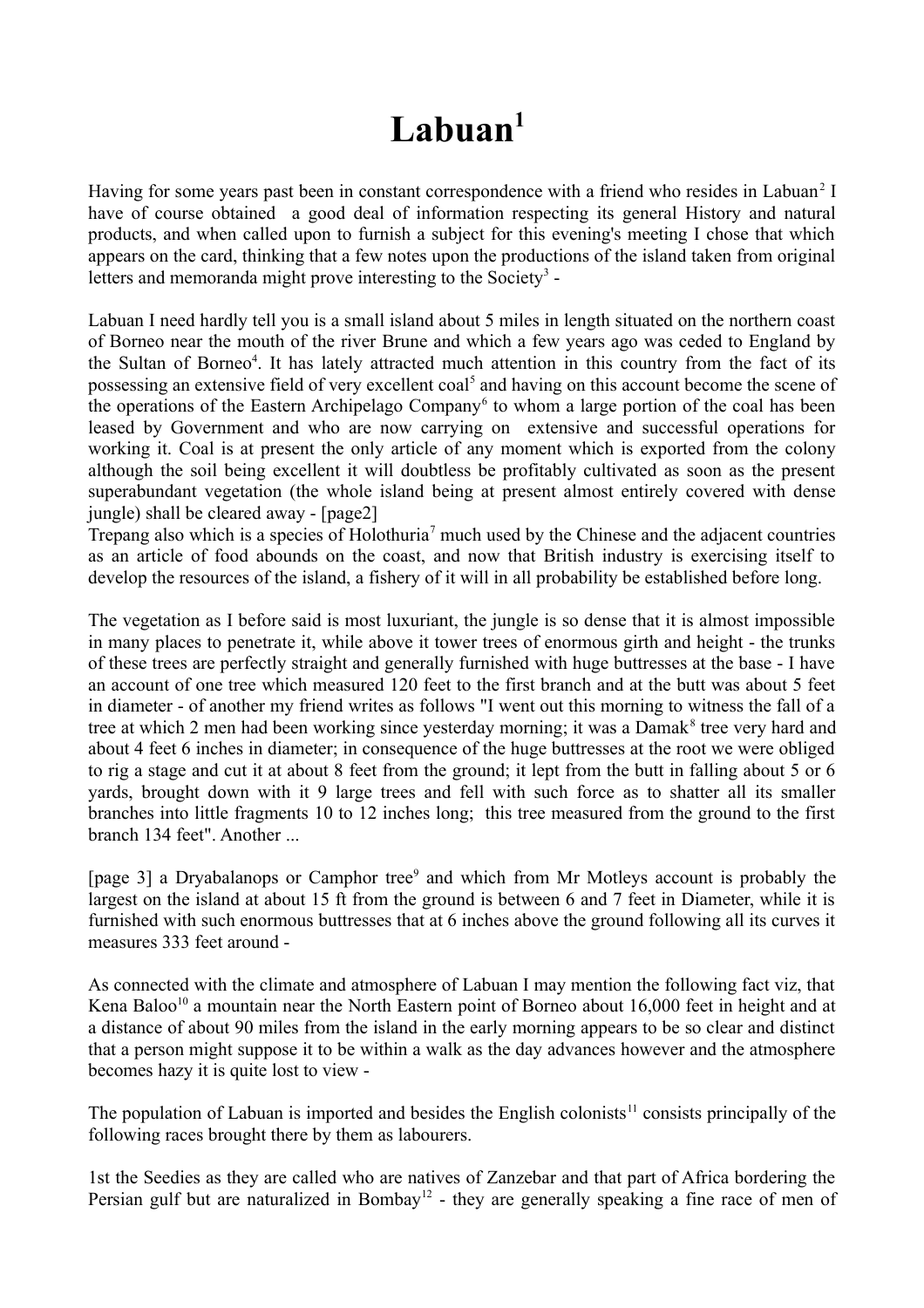# Labuan[1]

Having for some years past been in constant correspondence with a friend who resides in Labuan[2] I have of course obtained a good deal of information respecting its general History and natural products, and when called upon to furnish a subject for this evening's meeting I chose that which appears on the card, thinking that a few notes upon the productions of the island taken from original letters and memoranda might prove interesting to the Society[3] -

Labuan I need hardly tell you is a small island about 5 miles in length situated on the northern coast of Borneo near the mouth of the river Brune and which a few years ago was ceded to England by the Sultan of Borneo[4]. It has lately attracted much attention in this country from the fact of its possessing an extensive field of very excellent coal[5] and having on this account become the scene of the operations of the Eastern Archipelago Company[6] to whom a large portion of the coal has been leased by Government and who are now carrying on extensive and successful operations for working it. Coal is at present the only article of any moment which is exported from the colony although the soil being excellent it will doubtless be profitably cultivated as soon as the present superabundant vegetation (the whole island being at present almost entirely covered with dense jungle) shall be cleared away - [page2]

Trepang also which is a species of Holothuria[7] much used by the Chinese and the adjacent countries as an article of food abounds on the coast, and now that British industry is exercising itself to develop the resources of the island, a fishery of it will in all probability be established before long.

The vegetation as I before said is most luxuriant, the jungle is so dense that it is almost impossible in many places to penetrate it, while above it tower trees of enormous girth and height - the trunks of these trees are perfectly straight and generally furnished with huge buttresses at the base - I have an account of one tree which measured 120 feet to the first branch and at the butt was about 5 feet in diameter - of another my friend writes as follows "I went out this morning to witness the fall of a tree at which 2 men had been working since yesterday morning; it was a Damak[8] tree very hard and about 4 feet 6 inches in diameter; in consequence of the huge buttresses at the root we were obliged to rig a stage and cut it at about 8 feet from the ground; it lept from the butt in falling about 5 or 6 yards, brought down with it 9 large trees and fell with such force as to shatter all its smaller branches into little fragments 10 to 12 inches long; this tree measured from the ground to the first branch 134 feet". Another ...

[page 3] a Dryabalanops or Camphor tree[9] and which from Mr Motleys account is probably the largest on the island at about 15 ft from the ground is between 6 and 7 feet in Diameter, while it is furnished with such enormous buttresses that at 6 inches above the ground following all its curves it measures 333 feet around -

As connected with the climate and atmosphere of Labuan I may mention the following fact viz, that Kena Baloo[10] a mountain near the North Eastern point of Borneo about 16,000 feet in height and at a distance of about 90 miles from the island in the early morning appears to be so clear and distinct that a person might suppose it to be within a walk as the day advances however and the atmosphere becomes hazy it is quite lost to view -

The population of Labuan is imported and besides the English colonists[11] consists principally of the following races brought there by them as labourers.

1st the Seedies as they are called who are natives of Zanzebar and that part of Africa bordering the Persian gulf but are naturalized in Bombay[12] - they are generally speaking a fine race of men of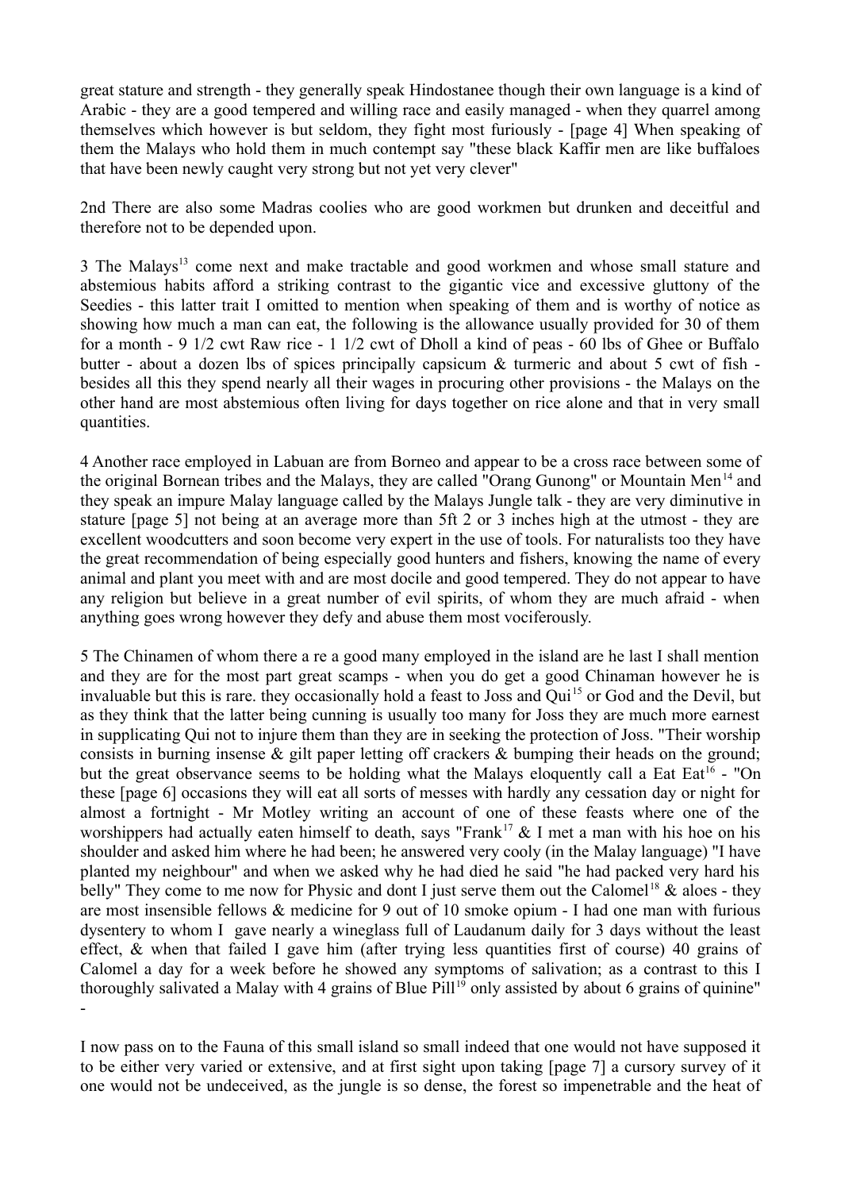great stature and strength - they generally speak Hindostanee though their own language is a kind of Arabic - they are a good tempered and willing race and easily managed - when they quarrel among themselves which however is but seldom, they fight most furiously - [page 4] When speaking of them the Malays who hold them in much contempt say "these black Kaffir men are like buffaloes that have been newly caught very strong but not yet very clever"

2nd There are also some Madras coolies who are good workmen but drunken and deceitful and therefore not to be depended upon.

3 The Malays[13] come next and make tractable and good workmen and whose small stature and abstemious habits afford a striking contrast to the gigantic vice and excessive gluttony of the Seedies - this latter trait I omitted to mention when speaking of them and is worthy of notice as showing how much a man can eat, the following is the allowance usually provided for 30 of them for a month - 9 1/2 cwt Raw rice - 1 1/2 cwt of Dholl a kind of peas - 60 lbs of Ghee or Buffalo butter - about a dozen lbs of spices principally capsicum & turmeric and about 5 cwt of fish - besides all this they spend nearly all their wages in procuring other provisions - the Malays on the other hand are most abstemious often living for days together on rice alone and that in very small quantities.

4 Another race employed in Labuan are from Borneo and appear to be a cross race between some of the original Bornean tribes and the Malays, they are called "Orang Gunong" or Mountain Men[14] and they speak an impure Malay language called by the Malays Jungle talk - they are very diminutive in stature [page 5] not being at an average more than 5ft 2 or 3 inches high at the utmost - they are excellent woodcutters and soon become very expert in the use of tools. For naturalists too they have the great recommendation of being especially good hunters and fishers, knowing the name of every animal and plant you meet with and are most docile and good tempered. They do not appear to have any religion but believe in a great number of evil spirits, of whom they are much afraid - when anything goes wrong however they defy and abuse them most vociferously.

5 The Chinamen of whom there a re a good many employed in the island are he last I shall mention and they are for the most part great scamps - when you do get a good Chinaman however he is invaluable but this is rare. they occasionally hold a feast to Joss and Qui[15] or God and the Devil, but as they think that the latter being cunning is usually too many for Joss they are much more earnest in supplicating Qui not to injure them than they are in seeking the protection of Joss. "Their worship consists in burning insense & gilt paper letting off crackers & bumping their heads on the ground; but the great observance seems to be holding what the Malays eloquently call a Eat Eat[16] - "On these [page 6] occasions they will eat all sorts of messes with hardly any cessation day or night for almost a fortnight - Mr Motley writing an account of one of these feasts where one of the worshippers had actually eaten himself to death, says "Frank[17] & I met a man with his hoe on his shoulder and asked him where he had been; he answered very cooly (in the Malay language) "I have planted my neighbour" and when we asked why he had died he said "he had packed very hard his belly" They come to me now for Physic and dont I just serve them out the Calomel[18] & aloes - they are most insensible fellows & medicine for 9 out of 10 smoke opium - I had one man with furious dysentery to whom I gave nearly a wineglass full of Laudanum daily for 3 days without the least effect, & when that failed I gave him (after trying less quantities first of course) 40 grains of Calomel a day for a week before he showed any symptoms of salivation; as a contrast to this I thoroughly salivated a Malay with 4 grains of Blue Pill[19] only assisted by about 6 grains of quinine" -

I now pass on to the Fauna of this small island so small indeed that one would not have supposed it to be either very varied or extensive, and at first sight upon taking [page 7] a cursory survey of it one would not be undeceived, as the jungle is so dense, the forest so impenetrable and the heat of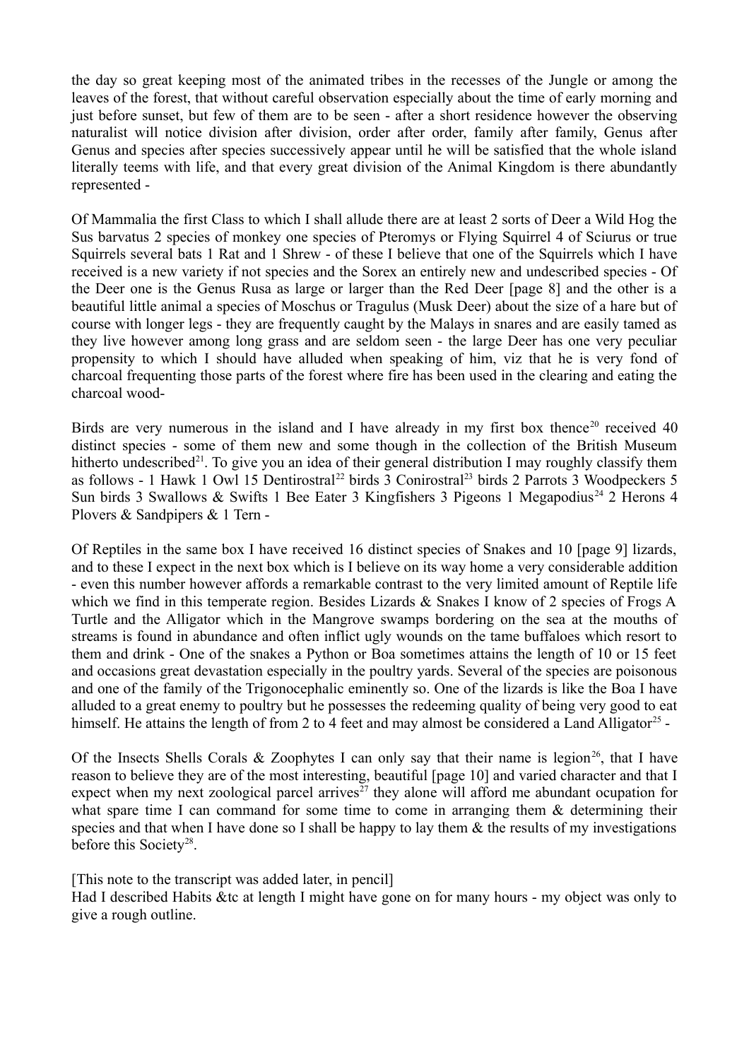the day so great keeping most of the animated tribes in the recesses of the Jungle or among the leaves of the forest, that without careful observation especially about the time of early morning and just before sunset, but few of them are to be seen - after a short residence however the observing naturalist will notice division after division, order after order, family after family, Genus after Genus and species after species successively appear until he will be satisfied that the whole island literally teems with life, and that every great division of the Animal Kingdom is there abundantly represented -

Of Mammalia the first Class to which I shall allude there are at least 2 sorts of Deer a Wild Hog the Sus barvatus 2 species of monkey one species of Pteromys or Flying Squirrel 4 of Sciurus or true Squirrels several bats 1 Rat and 1 Shrew - of these I believe that one of the Squirrels which I have received is a new variety if not species and the Sorex an entirely new and undescribed species - Of the Deer one is the Genus Rusa as large or larger than the Red Deer [page 8] and the other is a beautiful little animal a species of Moschus or Tragulus (Musk Deer) about the size of a hare but of course with longer legs - they are frequently caught by the Malays in snares and are easily tamed as they live however among long grass and are seldom seen - the large Deer has one very peculiar propensity to which I should have alluded when speaking of him, viz that he is very fond of charcoal frequenting those parts of the forest where fire has been used in the clearing and eating the charcoal wood-

Birds are very numerous in the island and I have already in my first box thence[20] received 40 distinct species - some of them new and some though in the collection of the British Museum hitherto undescribed[21]. To give you an idea of their general distribution I may roughly classify them as follows - 1 Hawk 1 Owl 15 Dentirostral[22] birds 3 Conirostral[23] birds 2 Parrots 3 Woodpeckers 5 Sun birds 3 Swallows & Swifts 1 Bee Eater 3 Kingfishers 3 Pigeons 1 Megapodius[24] 2 Herons 4 Plovers & Sandpipers & 1 Tern -

Of Reptiles in the same box I have received 16 distinct species of Snakes and 10 [page 9] lizards, and to these I expect in the next box which is I believe on its way home a very considerable addition - even this number however affords a remarkable contrast to the very limited amount of Reptile life which we find in this temperate region. Besides Lizards & Snakes I know of 2 species of Frogs A Turtle and the Alligator which in the Mangrove swamps bordering on the sea at the mouths of streams is found in abundance and often inflict ugly wounds on the tame buffaloes which resort to them and drink - One of the snakes a Python or Boa sometimes attains the length of 10 or 15 feet and occasions great devastation especially in the poultry yards. Several of the species are poisonous and one of the family of the Trigonocephalic eminently so. One of the lizards is like the Boa I have alluded to a great enemy to poultry but he possesses the redeeming quality of being very good to eat himself. He attains the length of from 2 to 4 feet and may almost be considered a Land Alligator[25] -

Of the Insects Shells Corals & Zoophytes I can only say that their name is legion[26], that I have reason to believe they are of the most interesting, beautiful [page 10] and varied character and that I expect when my next zoological parcel arrives[27] they alone will afford me abundant ocupation for what spare time I can command for some time to come in arranging them & determining their species and that when I have done so I shall be happy to lay them & the results of my investigations before this Society[28].

[This note to the transcript was added later, in pencil]
Had I described Habits &tc at length I might have gone on for many hours - my object was only to give a rough outline.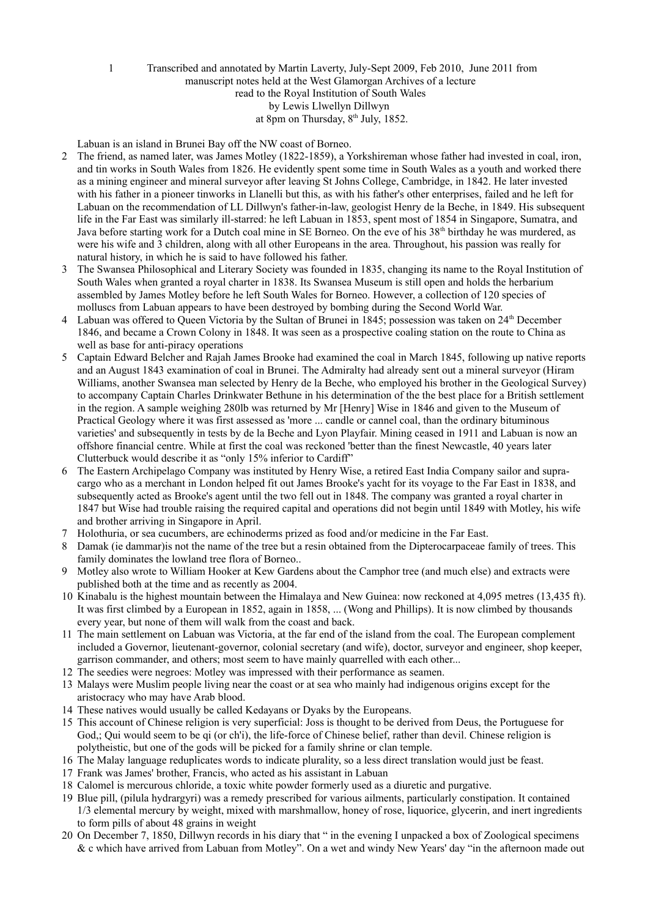1 Transcribed and annotated by Martin Laverty, July-Sept 2009, Feb 2010, June 2011 from manuscript notes held at the West Glamorgan Archives of a lecture read to the Royal Institution of South Wales by Lewis Llwellyn Dillwyn at 8pm on Thursday, 8th July, 1852.

Labuan is an island in Brunei Bay off the NW coast of Borneo.

2 The friend, as named later, was James Motley (1822-1859), a Yorkshireman whose father had invested in coal, iron, and tin works in South Wales from 1826. He evidently spent some time in South Wales as a youth and worked there as a mining engineer and mineral surveyor after leaving St Johns College, Cambridge, in 1842. He later invested with his father in a pioneer tinworks in Llanelli but this, as with his father's other enterprises, failed and he left for Labuan on the recommendation of LL Dillwyn's father-in-law, geologist Henry de la Beche, in 1849. His subsequent life in the Far East was similarly ill-starred: he left Labuan in 1853, spent most of 1854 in Singapore, Sumatra, and Java before starting work for a Dutch coal mine in SE Borneo. On the eve of his 38th birthday he was murdered, as were his wife and 3 children, along with all other Europeans in the area. Throughout, his passion was really for natural history, in which he is said to have followed his father.

3 The Swansea Philosophical and Literary Society was founded in 1835, changing its name to the Royal Institution of South Wales when granted a royal charter in 1838. Its Swansea Museum is still open and holds the herbarium assembled by James Motley before he left South Wales for Borneo. However, a collection of 120 species of molluscs from Labuan appears to have been destroyed by bombing during the Second World War.

4 Labuan was offered to Queen Victoria by the Sultan of Brunei in 1845; possession was taken on 24th December 1846, and became a Crown Colony in 1848. It was seen as a prospective coaling station on the route to China as well as base for anti-piracy operations

5 Captain Edward Belcher and Rajah James Brooke had examined the coal in March 1845, following up native reports and an August 1843 examination of coal in Brunei. The Admiralty had already sent out a mineral surveyor (Hiram Williams, another Swansea man selected by Henry de la Beche, who employed his brother in the Geological Survey) to accompany Captain Charles Drinkwater Bethune in his determination of the the best place for a British settlement in the region. A sample weighing 280lb was returned by Mr [Henry] Wise in 1846 and given to the Museum of Practical Geology where it was first assessed as 'more ... candle or cannel coal, than the ordinary bituminous varieties' and subsequently in tests by de la Beche and Lyon Playfair. Mining ceased in 1911 and Labuan is now an offshore financial centre. While at first the coal was reckoned 'better than the finest Newcastle, 40 years later Clutterbuck would describe it as "only 15% inferior to Cardiff"

6 The Eastern Archipelago Company was instituted by Henry Wise, a retired East India Company sailor and supra-cargo who as a merchant in London helped fit out James Brooke's yacht for its voyage to the Far East in 1838, and subsequently acted as Brooke's agent until the two fell out in 1848. The company was granted a royal charter in 1847 but Wise had trouble raising the required capital and operations did not begin until 1849 with Motley, his wife and brother arriving in Singapore in April.

7 Holothuria, or sea cucumbers, are echinoderms prized as food and/or medicine in the Far East.

8 Damak (ie dammar)is not the name of the tree but a resin obtained from the Dipterocarpaceae family of trees. This family dominates the lowland tree flora of Borneo..

9 Motley also wrote to William Hooker at Kew Gardens about the Camphor tree (and much else) and extracts were published both at the time and as recently as 2004.

10 Kinabalu is the highest mountain between the Himalaya and New Guinea: now reckoned at 4,095 metres (13,435 ft). It was first climbed by a European in 1852, again in 1858, ... (Wong and Phillips). It is now climbed by thousands every year, but none of them will walk from the coast and back.

11 The main settlement on Labuan was Victoria, at the far end of the island from the coal. The European complement included a Governor, lieutenant-governor, colonial secretary (and wife), doctor, surveyor and engineer, shop keeper, garrison commander, and others; most seem to have mainly quarrelled with each other...

12 The seedies were negroes: Motley was impressed with their performance as seamen.

13 Malays were Muslim people living near the coast or at sea who mainly had indigenous origins except for the aristocracy who may have Arab blood.

14 These natives would usually be called Kedayans or Dyaks by the Europeans.

15 This account of Chinese religion is very superficial: Joss is thought to be derived from Deus, the Portuguese for God,; Qui would seem to be qi (or ch'i), the life-force of Chinese belief, rather than devil. Chinese religion is polytheistic, but one of the gods will be picked for a family shrine or clan temple.

16 The Malay language reduplicates words to indicate plurality, so a less direct translation would just be feast.

17 Frank was James' brother, Francis, who acted as his assistant in Labuan

18 Calomel is mercurous chloride, a toxic white powder formerly used as a diuretic and purgative.

19 Blue pill, (pilula hydrargyri) was a remedy prescribed for various ailments, particularly constipation. It contained 1/3 elemental mercury by weight, mixed with marshmallow, honey of rose, liquorice, glycerin, and inert ingredients to form pills of about 48 grains in weight

20 On December 7, 1850, Dillwyn records in his diary that " in the evening I unpacked a box of Zoological specimens & c which have arrived from Labuan from Motley". On a wet and windy New Years' day "in the afternoon made out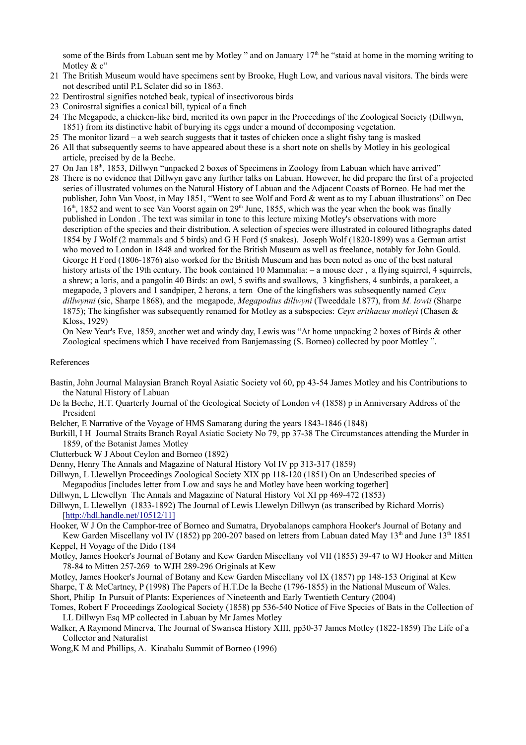some of the Birds from Labuan sent me by Motley " and on January 17th he "staid at home in the morning writing to Motley & c"

21 The British Museum would have specimens sent by Brooke, Hugh Low, and various naval visitors. The birds were not described until P.L Sclater did so in 1863.

22 Dentirostral signifies notched beak, typical of insectivorous birds

23 Conirostral signifies a conical bill, typical of a finch

24 The Megapode, a chicken-like bird, merited its own paper in the Proceedings of the Zoological Society (Dillwyn, 1851) from its distinctive habit of burying its eggs under a mound of decomposing vegetation.

25 The monitor lizard – a web search suggests that it tastes of chicken once a slight fishy tang is masked

26 All that subsequently seems to have appeared about these is a short note on shells by Motley in his geological article, precised by de la Beche.

27 On Jan 18th, 1853, Dillwyn "unpacked 2 boxes of Specimens in Zoology from Labuan which have arrived"

28 There is no evidence that Dillwyn gave any further talks on Labuan. However, he did prepare the first of a projected series of illustrated volumes on the Natural History of Labuan and the Adjacent Coasts of Borneo. He had met the publisher, John Van Voost, in May 1851, "Went to see Wolf and Ford & went as to my Labuan illustrations" on Dec 16th, 1852 and went to see Van Voorst again on 29th June, 1855, which was the year when the book was finally published in London . The text was similar in tone to this lecture mixing Motley's observations with more description of the species and their distribution. A selection of species were illustrated in coloured lithographs dated 1854 by J Wolf (2 mammals and 5 birds) and G H Ford (5 snakes). Joseph Wolf (1820-1899) was a German artist who moved to London in 1848 and worked for the British Museum as well as freelance, notably for John Gould. George H Ford (1806-1876) also worked for the British Museum and has been noted as one of the best natural history artists of the 19th century. The book contained 10 Mammalia: – a mouse deer , a flying squirrel, 4 squirrels, a shrew; a loris, and a pangolin 40 Birds: an owl, 5 swifts and swallows, 3 kingfishers, 4 sunbirds, a parakeet, a megapode, 3 plovers and 1 sandpiper, 2 herons, a tern One of the kingfishers was subsequently named *Ceyx dillwynni* (sic, Sharpe 1868), and the megapode, *Megapodius dillwyni* (Tweeddale 1877), from *M. lowii* (Sharpe 1875); The kingfisher was subsequently renamed for Motley as a subspecies: *Ceyx erithacus motleyi* (Chasen & Kloss, 1929)

On New Year's Eve, 1859, another wet and windy day, Lewis was "At home unpacking 2 boxes of Birds & other Zoological specimens which I have received from Banjemassing (S. Borneo) collected by poor Mottley ".

References

Bastin, John Journal Malaysian Branch Royal Asiatic Society vol 60, pp 43-54 James Motley and his Contributions to the Natural History of Labuan

De la Beche, H.T. Quarterly Journal of the Geological Society of London v4 (1858) p in Anniversary Address of the President

Belcher, E Narrative of the Voyage of HMS Samarang during the years 1843-1846 (1848)

Burkill, I H Journal Straits Branch Royal Asiatic Society No 79, pp 37-38 The Circumstances attending the Murder in 1859, of the Botanist James Motley

Clutterbuck W J About Ceylon and Borneo (1892)

Denny, Henry The Annals and Magazine of Natural History Vol IV pp 313-317 (1859)

Dillwyn, L Llewellyn Proceedings Zoological Society XIX pp 118-120 (1851) On an Undescribed species of Megapodius [includes letter from Low and says he and Motley have been working together]

Dillwyn, L Llewellyn The Annals and Magazine of Natural History Vol XI pp 469-472 (1853)

Dillwyn, L Llewellyn (1833-1892) The Journal of Lewis Llewelyn Dillwyn (as transcribed by Richard Morris) [http://hdl.handle.net/10512/11]

Hooker, W J On the Camphor-tree of Borneo and Sumatra, Dryobalanops camphora Hooker's Journal of Botany and Kew Garden Miscellany vol IV (1852) pp 200-207 based on letters from Labuan dated May 13th and June 13th 1851

Keppel, H Voyage of the Dido (184

Motley, James Hooker's Journal of Botany and Kew Garden Miscellany vol VII (1855) 39-47 to WJ Hooker and Mitten 78-84 to Mitten 257-269 to WJH 289-296 Originals at Kew

Motley, James Hooker's Journal of Botany and Kew Garden Miscellany vol IX (1857) pp 148-153 Original at Kew

Sharpe, T & McCartney, P (1998) The Papers of H.T.De la Beche (1796-1855) in the National Museum of Wales.

Short, Philip In Pursuit of Plants: Experiences of Nineteenth and Early Twentieth Century (2004)

Tomes, Robert F Proceedings Zoological Society (1858) pp 536-540 Notice of Five Species of Bats in the Collection of LL Dillwyn Esq MP collected in Labuan by Mr James Motley

Walker, A Raymond Minerva, The Journal of Swansea History XIII, pp30-37 James Motley (1822-1859) The Life of a Collector and Naturalist

Wong,K M and Phillips, A. Kinabalu Summit of Borneo (1996)